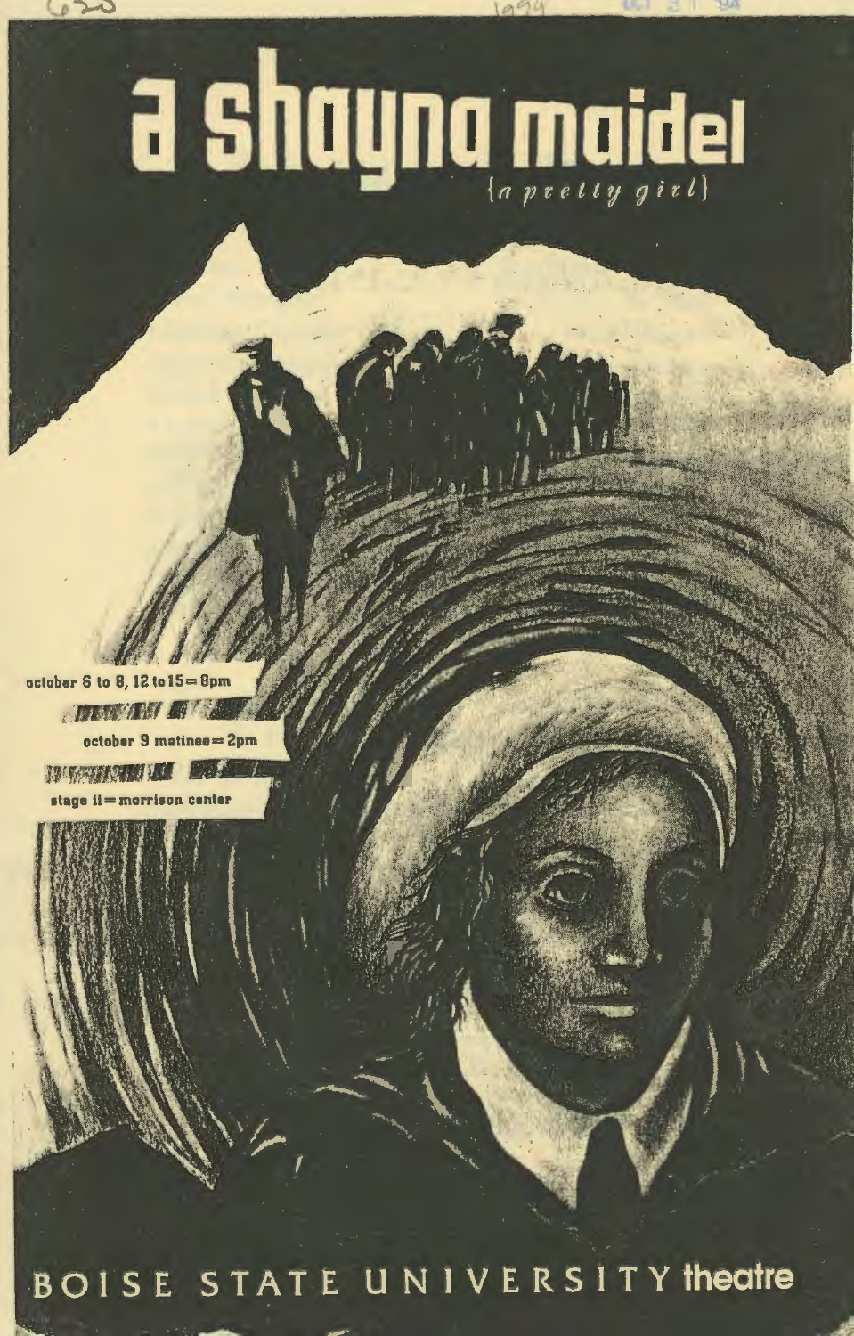# a shayna maidel

*{a pretty girl}*

october 6 to 8, 12 to 15 = 8pm

october 9 matinee = 2pm

stage II = morrison center

BOISE STATE UNIVERSITY theatre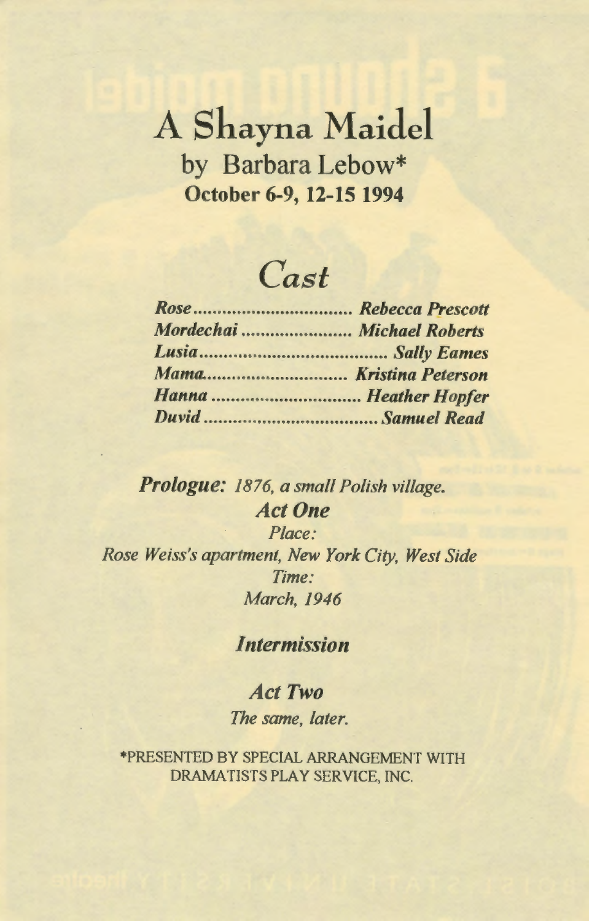# A Shayna Maidel

## by Barbara Lebow*

**October 6-9, 12-15 1994**

## *Cast*

***Rose*** ................................ ***Rebecca Prescott***
***Mordechai*** ...................... ***Michael Roberts***
***Lusia*** ...................................... ***Sally Eames***
***Mama*** ............................ ***Kristina Peterson***
***Hanna*** .............................. ***Heather Hopfer***
***Duvid*** ................................... ***Samuel Read***

***Prologue:*** *1876, a small Polish village.*

### *Act One*

*Place:*
*Rose Weiss's apartment, New York City, West Side*
*Time:*
*March, 1946*

### *Intermission*

### *Act Two*

*The same, later.*

*PRESENTED BY SPECIAL ARRANGEMENT WITH DRAMATISTS PLAY SERVICE, INC.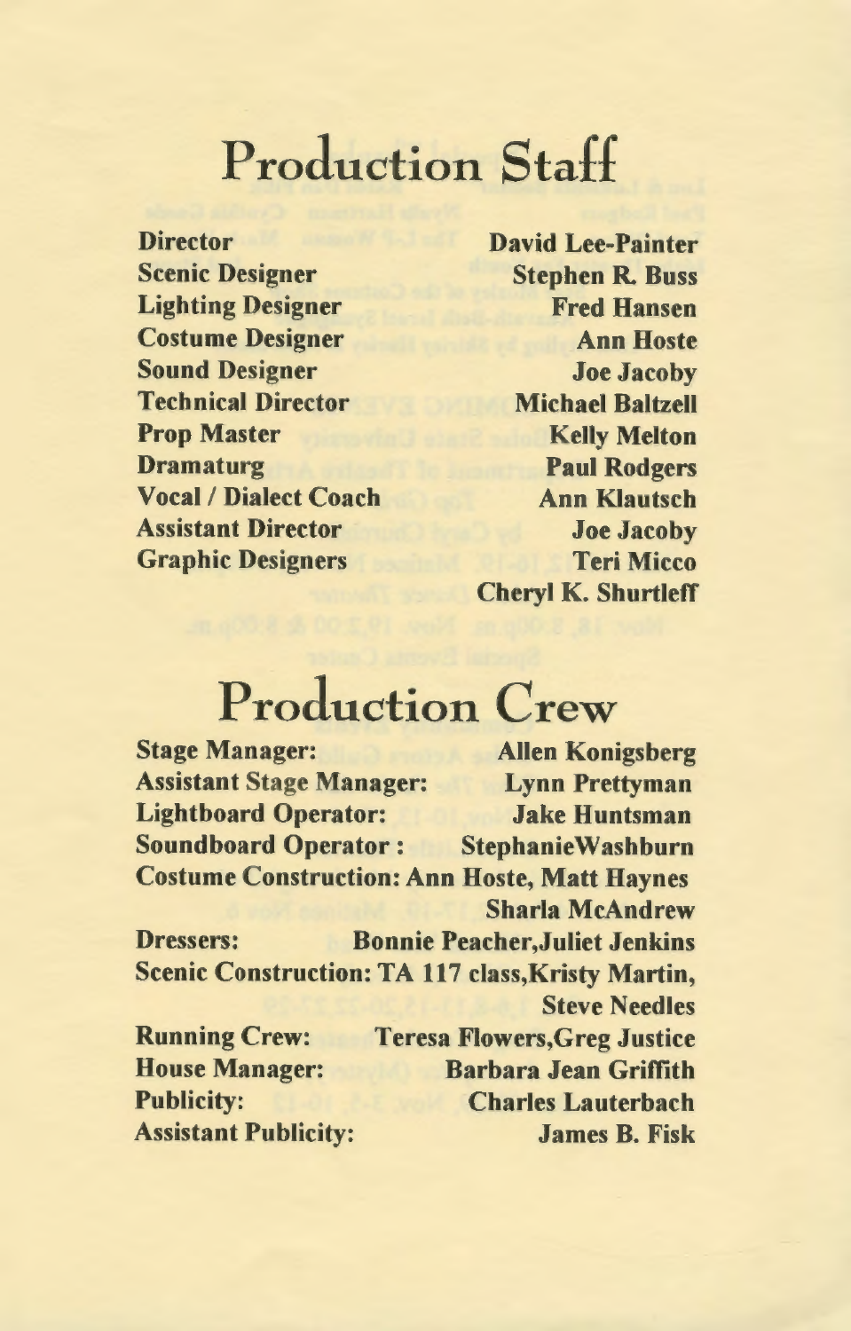# Production Staff

| | |
|---|---|
| **Director** | **David Lee-Painter** |
| **Scenic Designer** | **Stephen R. Buss** |
| **Lighting Designer** | **Fred Hansen** |
| **Costume Designer** | **Ann Hoste** |
| **Sound Designer** | **Joe Jacoby** |
| **Technical Director** | **Michael Baltzell** |
| **Prop Master** | **Kelly Melton** |
| **Dramaturg** | **Paul Rodgers** |
| **Vocal / Dialect Coach** | **Ann Klautsch** |
| **Assistant Director** | **Joe Jacoby** |
| **Graphic Designers** | **Teri Micco** |
| | **Cheryl K. Shurtleff** |

# Production Crew

**Stage Manager:** **Allen Konigsberg**
**Assistant Stage Manager:** **Lynn Prettyman**
**Lightboard Operator:** **Jake Huntsman**
**Soundboard Operator :** **StephanieWashburn**
**Costume Construction: Ann Hoste, Matt Haynes**
**Sharla McAndrew**
**Dressers:** **Bonnie Peacher,Juliet Jenkins**
**Scenic Construction: TA 117 class,Kristy Martin,**
**Steve Needles**
**Running Crew:** **Teresa Flowers,Greg Justice**
**House Manager:** **Barbara Jean Griffith**
**Publicity:** **Charles Lauterbach**
**Assistant Publicity:** **James B. Fisk**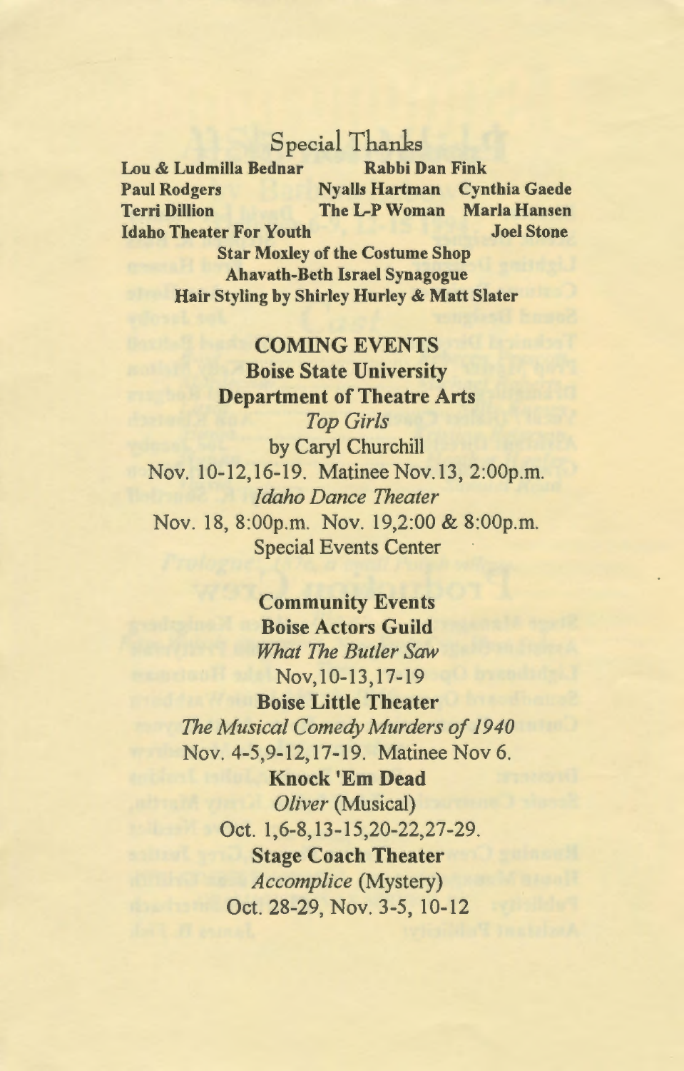## Special Thanks

**Lou & Ludmilla Bednar** **Rabbi Dan Fink**
**Paul Rodgers** **Nyalls Hartman** **Cynthia Gaede**
**Terri Dillion** **The L-P Woman** **Marla Hansen**
**Idaho Theater For Youth** **Joel Stone**
**Star Moxley of the Costume Shop**
**Ahavath-Beth Israel Synagogue**
**Hair Styling by Shirley Hurley & Matt Slater**

## COMING EVENTS

**Boise State University**
**Department of Theatre Arts**
*Top Girls*
by Caryl Churchill
Nov. 10-12,16-19. Matinee Nov.13, 2:00p.m.
*Idaho Dance Theater*
Nov. 18, 8:00p.m. Nov. 19,2:00 & 8:00p.m.
Special Events Center

**Community Events**
**Boise Actors Guild**
*What The Butler Saw*
Nov,10-13,17-19
**Boise Little Theater**
*The Musical Comedy Murders of 1940*
Nov. 4-5,9-12,17-19. Matinee Nov 6.
**Knock 'Em Dead**
*Oliver* (Musical)
Oct. 1,6-8,13-15,20-22,27-29.
**Stage Coach Theater**
*Accomplice* (Mystery)
Oct. 28-29, Nov. 3-5, 10-12